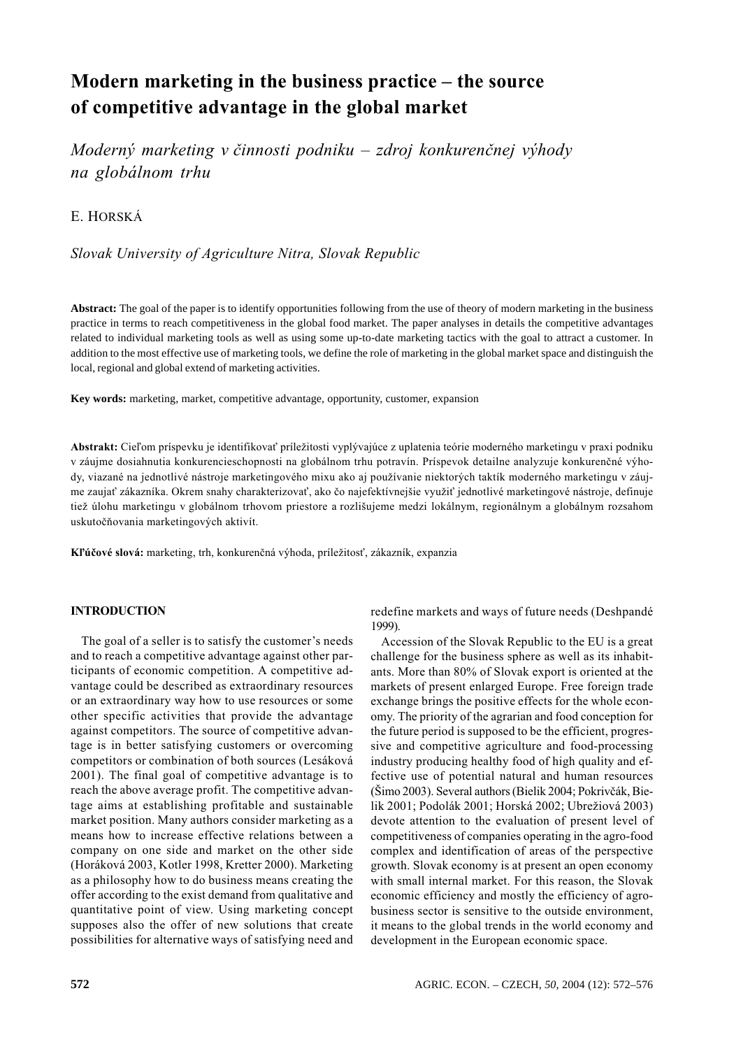# Modern marketing in the business practice – the source of competitive advantage in the global market

*Moderný marketing v činnosti podniku – zdroj konkurenčnej výhody na globálnom trhu*

E. HORSKÁ

*Slovak University of Agriculture Nitra, Slovak Republic*

**Abstract:** The goal of the paper is to identify opportunities following from the use of theory of modern marketing in the business practice in terms to reach competitiveness in the global food market. The paper analyses in details the competitive advantages related to individual marketing tools as well as using some up-to-date marketing tactics with the goal to attract a customer. In addition to the most effective use of marketing tools, we define the role of marketing in the global market space and distinguish the local, regional and global extend of marketing activities.

**Key words:** marketing, market, competitive advantage, opportunity, customer, expansion

**Abstrakt:** Cieľom príspevku je identifikovať príležitosti vyplývajúce z uplatenia teórie moderného marketingu v praxi podniku v záujme dosiahnutia konkurencieschopnosti na globálnom trhu potravín. Príspevok detailne analyzuje konkurenčné výhody, viazané na jednotlivé nástroje marketingového mixu ako aj používanie niektorých taktík moderného marketingu v záujme zaujať zákazníka. Okrem snahy charakterizovať, ako čo najefektívnejšie využiť jednotlivé marketingové nástroje, definuje tiež úlohu marketingu v globálnom trhovom priestore a rozlišujeme medzi lokálnym, regionálnym a globálnym rozsahom uskutočňovania marketingových aktivít.

**Kľúčové slová:** marketing, trh, konkurenčná výhoda, príležitosť, zákazník, expanzia

## INTRODUCTION

The goal of a seller is to satisfy the customer's needs and to reach a competitive advantage against other participants of economic competition. A competitive advantage could be described as extraordinary resources or an extraordinary way how to use resources or some other specific activities that provide the advantage against competitors. The source of competitive advantage is in better satisfying customers or overcoming competitors or combination of both sources (Lesáková 2001). The final goal of competitive advantage is to reach the above average profit. The competitive advantage aims at establishing profitable and sustainable market position. Many authors consider marketing as a means how to increase effective relations between a company on one side and market on the other side (Horáková 2003, Kotler 1998, Kretter 2000). Marketing as a philosophy how to do business means creating the offer according to the exist demand from qualitative and quantitative point of view. Using marketing concept supposes also the offer of new solutions that create possibilities for alternative ways of satisfying need and redefine markets and ways of future needs (Deshpandé 1999).

Accession of the Slovak Republic to the EU is a great challenge for the business sphere as well as its inhabitants. More than 80% of Slovak export is oriented at the markets of present enlarged Europe. Free foreign trade exchange brings the positive effects for the whole economy. The priority of the agrarian and food conception for the future period is supposed to be the efficient, progressive and competitive agriculture and food-processing industry producing healthy food of high quality and effective use of potential natural and human resources (Šimo 2003). Several authors (Bielik 2004; Pokrivčák, Bielik 2001; Podolák 2001; Horská 2002; Ubrežiová 2003) devote attention to the evaluation of present level of competitiveness of companies operating in the agro-food complex and identification of areas of the perspective growth. Slovak economy is at present an open economy with small internal market. For this reason, the Slovak economic efficiency and mostly the efficiency of agrobusiness sector is sensitive to the outside environment, it means to the global trends in the world economy and development in the European economic space.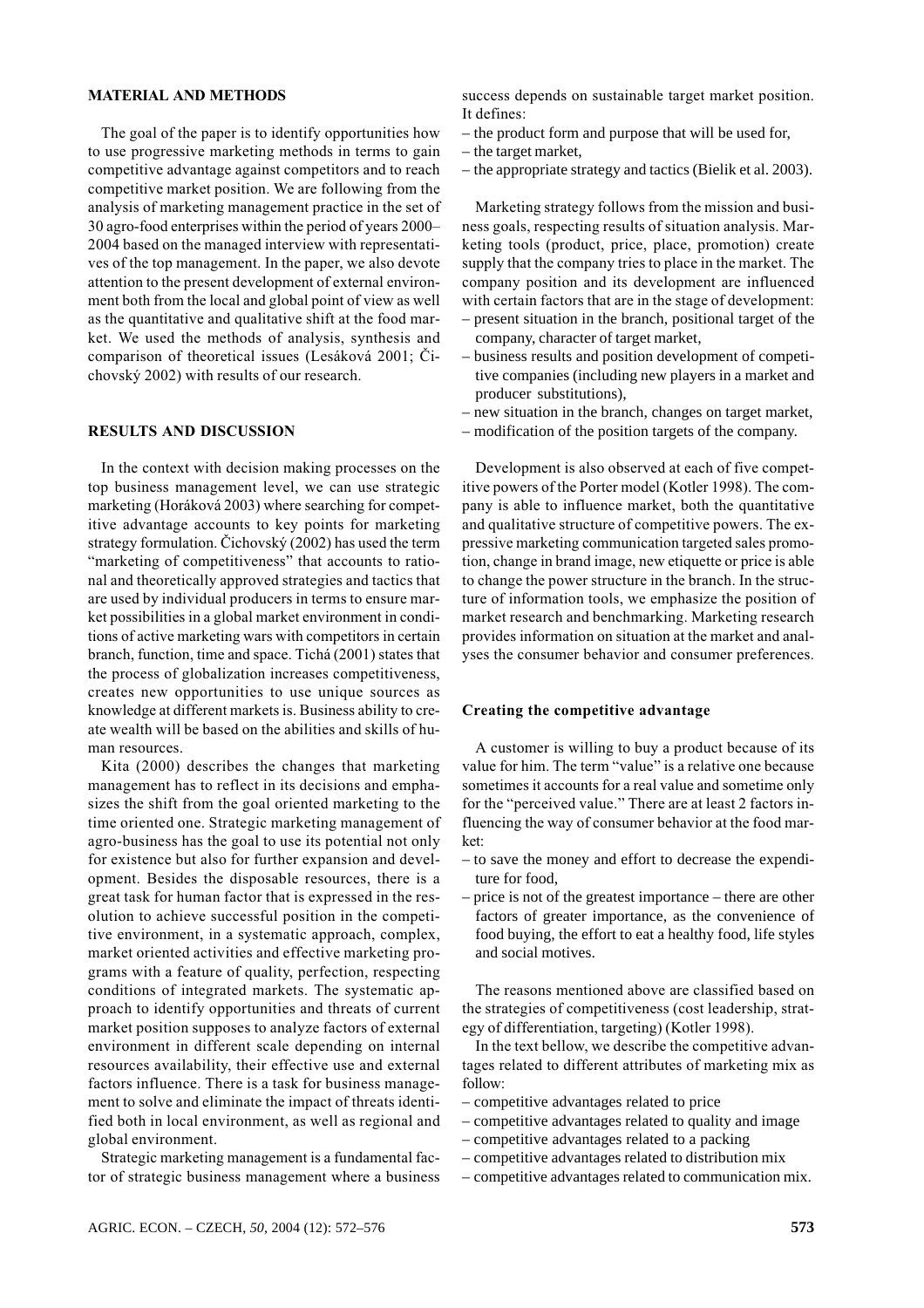## MATERIAL AND METHODS

The goal of the paper is to identify opportunities how to use progressive marketing methods in terms to gain competitive advantage against competitors and to reach competitive market position. We are following from the analysis of marketing management practice in the set of 30 agro-food enterprises within the period of years 2000–2004 based on the managed interview with representatives of the top management. In the paper, we also devote attention to the present development of external environment both from the local and global point of view as well as the quantitative and qualitative shift at the food market. We used the methods of analysis, synthesis and comparison of theoretical issues (Lesáková 2001; Čichovský 2002) with results of our research.

## RESULTS AND DISCUSSION

In the context with decision making processes on the top business management level, we can use strategic marketing (Horáková 2003) where searching for competitive advantage accounts to key points for marketing strategy formulation. Čichovský (2002) has used the term "marketing of competitiveness" that accounts to rational and theoretically approved strategies and tactics that are used by individual producers in terms to ensure market possibilities in a global market environment in conditions of active marketing wars with competitors in certain branch, function, time and space. Tichá (2001) states that the process of globalization increases competitiveness, creates new opportunities to use unique sources as knowledge at different markets is. Business ability to create wealth will be based on the abilities and skills of human resources.

Kita (2000) describes the changes that marketing management has to reflect in its decisions and emphasizes the shift from the goal oriented marketing to the time oriented one. Strategic marketing management of agro-business has the goal to use its potential not only for existence but also for further expansion and development. Besides the disposable resources, there is a great task for human factor that is expressed in the resolution to achieve successful position in the competitive environment, in a systematic approach, complex, market oriented activities and effective marketing programs with a feature of quality, perfection, respecting conditions of integrated markets. The systematic approach to identify opportunities and threats of current market position supposes to analyze factors of external environment in different scale depending on internal resources availability, their effective use and external factors influence. There is a task for business management to solve and eliminate the impact of threats identified both in local environment, as well as regional and global environment.

Strategic marketing management is a fundamental factor of strategic business management where a business success depends on sustainable target market position. It defines:

– the product form and purpose that will be used for,
– the target market,
– the appropriate strategy and tactics (Bielik et al. 2003).

Marketing strategy follows from the mission and business goals, respecting results of situation analysis. Marketing tools (product, price, place, promotion) create supply that the company tries to place in the market. The company position and its development are influenced with certain factors that are in the stage of development:

– present situation in the branch, positional target of the company, character of target market,
– business results and position development of competitive companies (including new players in a market and producer substitutions),
– new situation in the branch, changes on target market,
– modification of the position targets of the company.

Development is also observed at each of five competitive powers of the Porter model (Kotler 1998). The company is able to influence market, both the quantitative and qualitative structure of competitive powers. The expressive marketing communication targeted sales promotion, change in brand image, new etiquette or price is able to change the power structure in the branch. In the structure of information tools, we emphasize the position of market research and benchmarking. Marketing research provides information on situation at the market and analyses the consumer behavior and consumer preferences.

### Creating the competitive advantage

A customer is willing to buy a product because of its value for him. The term "value" is a relative one because sometimes it accounts for a real value and sometimes only for the "perceived value." There are at least 2 factors influencing the way of consumer behavior at the food market:

– to save the money and effort to decrease the expenditure for food,
– price is not of the greatest importance – there are other factors of greater importance, as the convenience of food buying, the effort to eat a healthy food, life styles and social motives.

The reasons mentioned above are classified based on the strategies of competitiveness (cost leadership, strategy of differentiation, targeting) (Kotler 1998).

In the text bellow, we describe the competitive advantages related to different attributes of marketing mix as follow:

– competitive advantages related to price
– competitive advantages related to quality and image
– competitive advantages related to a packing
– competitive advantages related to distribution mix
– competitive advantages related to communication mix.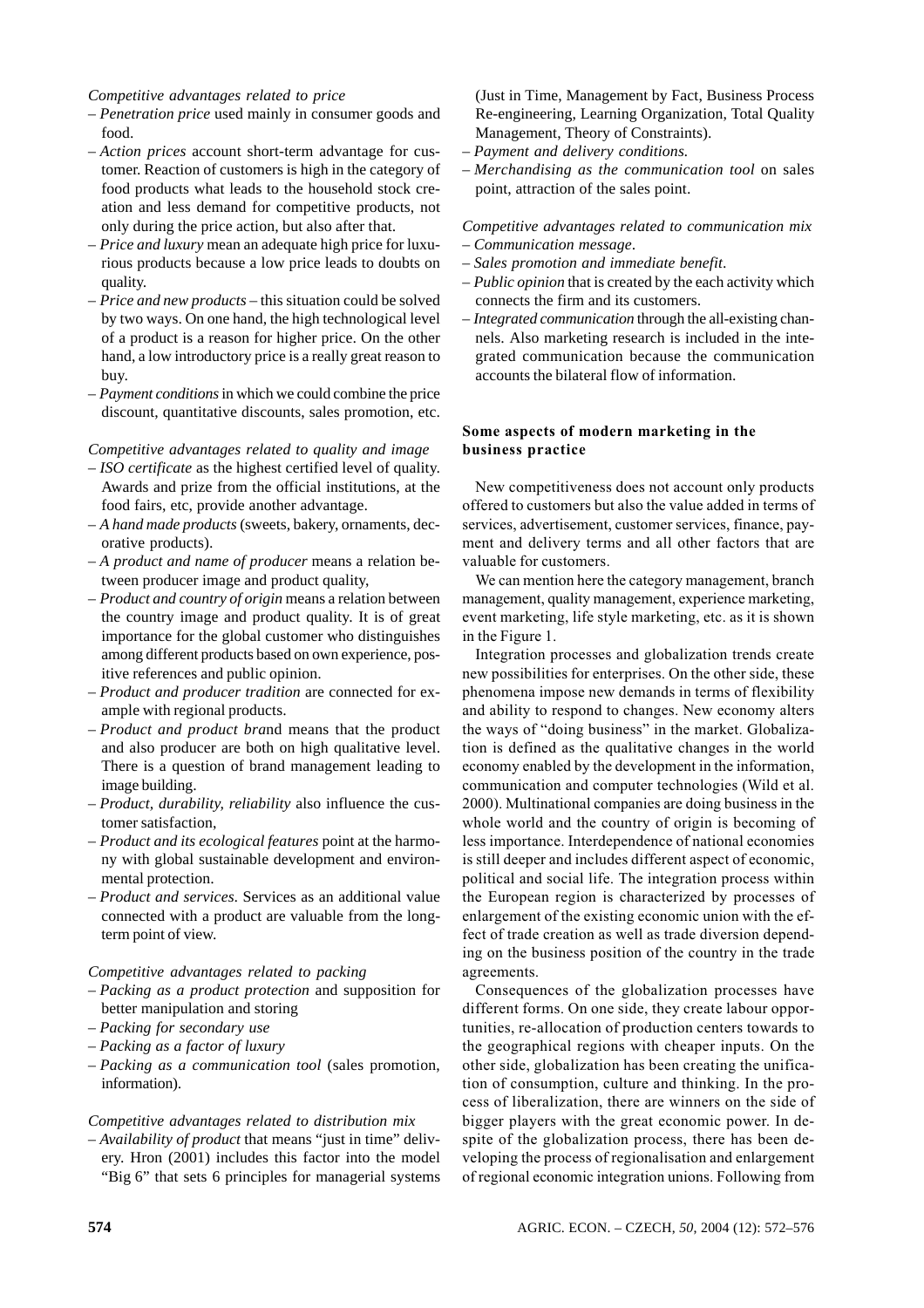*Competitive advantages related to price*

– *Penetration price* used mainly in consumer goods and food.
– *Action prices* account short-term advantage for customer. Reaction of customers is high in the category of food products what leads to the household stock creation and less demand for competitive products, not only during the price action, but also after that.
– *Price and luxury* mean an adequate high price for luxurious products because a low price leads to doubts on quality.
– *Price and new products* – this situation could be solved by two ways. On one hand, the high technological level of a product is a reason for higher price. On the other hand, a low introductory price is a really great reason to buy.
– *Payment conditions* in which we could combine the price discount, quantitative discounts, sales promotion, etc.

*Competitive advantages related to quality and image*

– *ISO certificate* as the highest certified level of quality. Awards and prize from the official institutions, at the food fairs, etc, provide another advantage.
– *A hand made products* (sweets, bakery, ornaments, decorative products).
– *A product and name of producer* means a relation between producer image and product quality,
– *Product and country of origin* means a relation between the country image and product quality. It is of great importance for the global customer who distinguishes among different products based on own experience, positive references and public opinion.
– *Product and producer tradition* are connected for example with regional products.
– *Product and product bra*nd means that the product and also producer are both on high qualitative level. There is a question of brand management leading to image building.
– *Product, durability, reliability* also influence the customer satisfaction,
– *Product and its ecological features* point at the harmony with global sustainable development and environmental protection.
– *Product and services.* Services as an additional value connected with a product are valuable from the long-term point of view.

*Competitive advantages related to packing*

– *Packing as a product protection* and supposition for better manipulation and storing
– *Packing for secondary use*
– *Packing as a factor of luxury*
– *Packing as a communication tool* (sales promotion, information).

*Competitive advantages related to distribution mix*

– *Availability of product* that means "just in time" delivery. Hron (2001) includes this factor into the model "Big 6" that sets 6 principles for managerial systems (Just in Time, Management by Fact, Business Process Re-engineering, Learning Organization, Total Quality Management, Theory of Constraints).
– *Payment and delivery conditions.*
– *Merchandising as the communication tool* on sales point, attraction of the sales point.

*Competitive advantages related to communication mix*

– *Communication message*.
– *Sales promotion and immediate benefit.*
– *Public opinion* that is created by the each activity which connects the firm and its customers.
– *Integrated communication* through the all-existing channels. Also marketing research is included in the integrated communication because the communication accounts the bilateral flow of information.

## Some aspects of modern marketing in the business practice

New competitiveness does not account only products offered to customers but also the value added in terms of services, advertisement, customer services, finance, payment and delivery terms and all other factors that are valuable for customers.

We can mention here the category management, branch management, quality management, experience marketing, event marketing, life style marketing, etc. as it is shown in the Figure 1.

Integration processes and globalization trends create new possibilities for enterprises. On the other side, these phenomena impose new demands in terms of flexibility and ability to respond to changes. New economy alters the ways of "doing business" in the market. Globalization is defined as the qualitative changes in the world economy enabled by the development in the information, communication and computer technologies (Wild et al. 2000). Multinational companies are doing business in the whole world and the country of origin is becoming of less importance. Interdependence of national economies is still deeper and includes different aspect of economic, political and social life. The integration process within the European region is characterized by processes of enlargement of the existing economic union with the effect of trade creation as well as trade diversion depending on the business position of the country in the trade agreements.

Consequences of the globalization processes have different forms. On one side, they create labour opportunities, re-allocation of production centers towards to the geographical regions with cheaper inputs. On the other side, globalization has been creating the unification of consumption, culture and thinking. In the process of liberalization, there are winners on the side of bigger players with the great economic power. In despite of the globalization process, there has been developing the process of regionalisation and enlargement of regional economic integration unions. Following from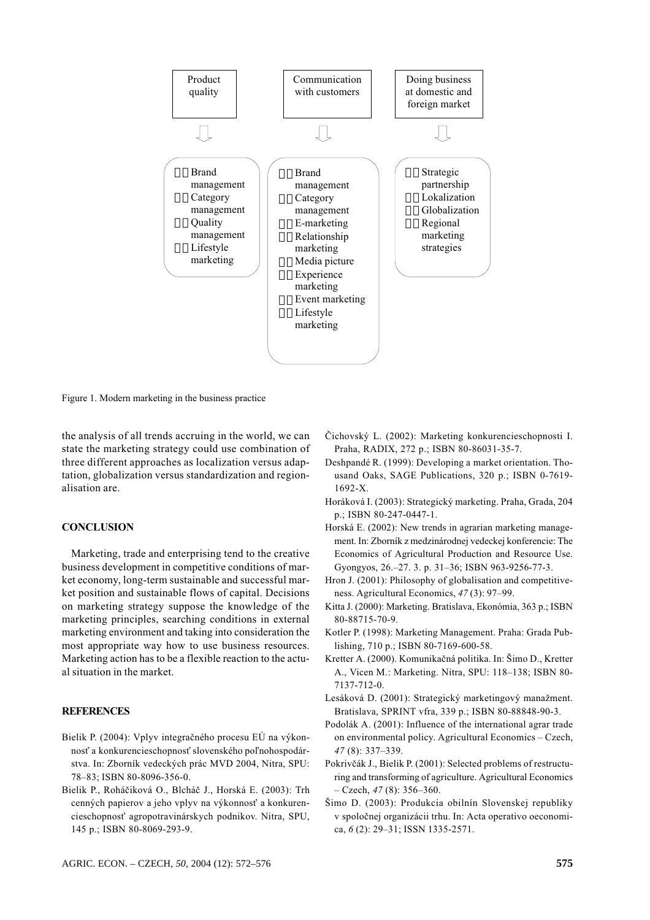Product quality → 
- Brand management
- Category management
- Quality management
- Lifestyle marketing

Communication with customers → 
- Brand management
- Category management
- E-marketing
- Relationship marketing
- Media picture
- Experience marketing
- Event marketing
- Lifestyle marketing

Doing business at domestic and foreign market → 
- Strategic partnership
- Lokalization
- Globalization
- Regional marketing strategies

Figure 1. Modern marketing in the business practice

the analysis of all trends accruing in the world, we can state the marketing strategy could use combination of three different approaches as localization versus adaptation, globalization versus standardization and regionalisation are.

## CONCLUSION

Marketing, trade and enterprising tend to the creative business development in competitive conditions of market economy, long-term sustainable and successful market position and sustainable flows of capital. Decisions on marketing strategy suppose the knowledge of the marketing principles, searching conditions in external marketing environment and taking into consideration the most appropriate way how to use business resources. Marketing action has to be a flexible reaction to the actual situation in the market.

## REFERENCES

Bielik P. (2004): Vplyv integračného procesu EÚ na výkonnosť a konkurencieschopnosť slovenského poľnohospodárstva. In: Zborník vedeckých prác MVD 2004, Nitra, SPU: 78–83; ISBN 80-8096-356-0.

Bielik P., Roháčiková O., Blcháč J., Horská E. (2003): Trh cenných papierov a jeho vplyv na výkonnosť a konkurencieschopnosť agropotravinárskych podnikov. Nitra, SPU, 145 p.; ISBN 80-8069-293-9.

Čichovský L. (2002): Marketing konkurencieschopnosti I. Praha, RADIX, 272 p.; ISBN 80-86031-35-7.

Deshpandé R. (1999): Developing a market orientation. Thousand Oaks, SAGE Publications, 320 p.; ISBN 0-7619-1692-X.

Horáková I. (2003): Strategický marketing. Praha, Grada, 204 p.; ISBN 80-247-0447-1.

Horská E. (2002): New trends in agrarian marketing management. In: Zborník z medzinárodnej vedeckej konferencie: The Economics of Agricultural Production and Resource Use. Gyongyos, 26.–27. 3. p. 31–36; ISBN 963-9256-77-3.

Hron J. (2001): Philosophy of globalisation and competitiveness. Agricultural Economics, *47* (3): 97–99.

Kitta J. (2000): Marketing. Bratislava, Ekonómia, 363 p.; ISBN 80-88715-70-9.

Kotler P. (1998): Marketing Management. Praha: Grada Publishing, 710 p.; ISBN 80-7169-600-58.

Kretter A. (2000). Komunikačná politika. In: Šimo D., Kretter A., Vicen M.: Marketing. Nitra, SPU: 118–138; ISBN 80-7137-712-0.

Lesáková D. (2001): Strategický marketingový manažment. Bratislava, SPRINT vfra, 339 p.; ISBN 80-88848-90-3.

Podolák A. (2001): Influence of the international agrar trade on environmental policy. Agricultural Economics – Czech, *47* (8): 337–339.

Pokrivčák J., Bielik P. (2001): Selected problems of restructuring and transforming of agriculture. Agricultural Economics – Czech, *47* (8): 356–360.

Šimo D. (2003): Produkcia obilnín Slovenskej republiky v spoločnej organizácii trhu. In: Acta operativo oeconomica, *6* (2): 29–31; ISSN 1335-2571.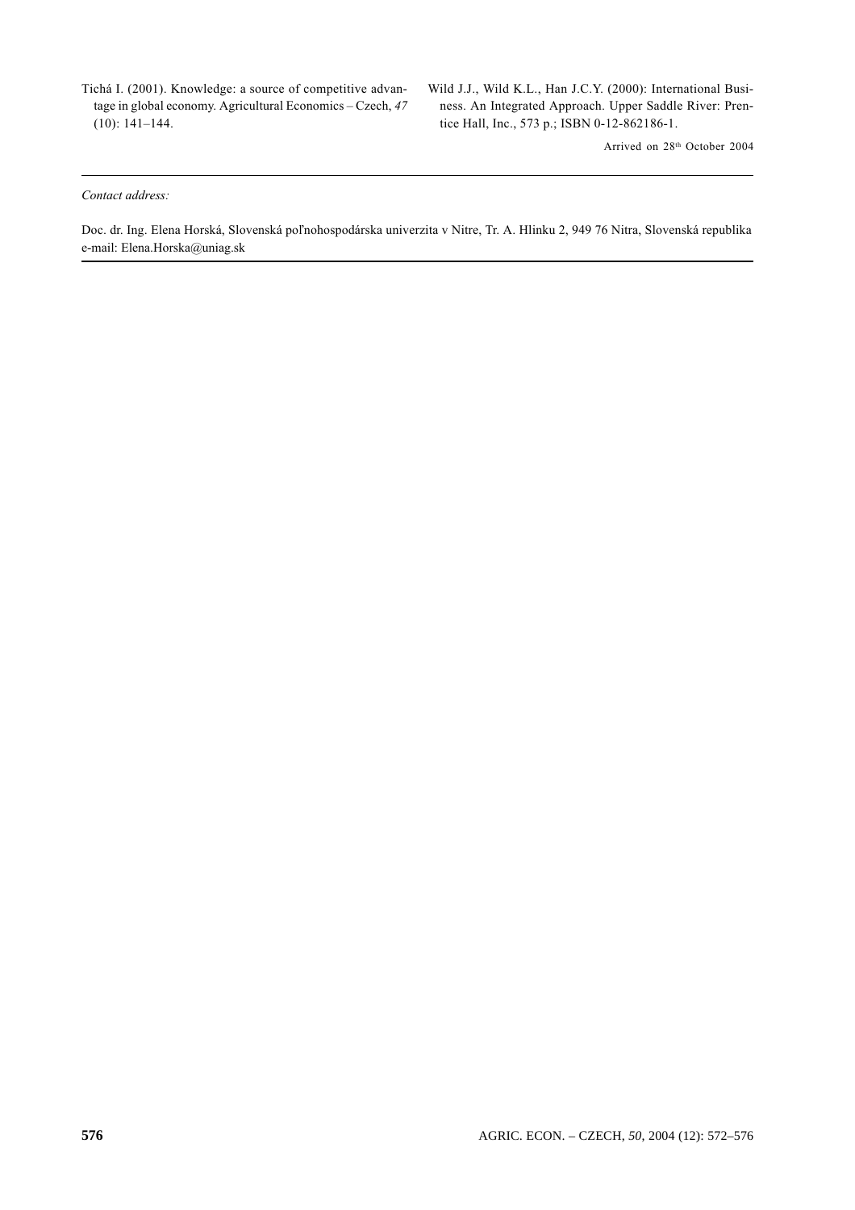Tichá I. (2001). Knowledge: a source of competitive advantage in global economy. Agricultural Economics – Czech, *47* (10): 141–144.

Wild J.J., Wild K.L., Han J.C.Y. (2000): International Business. An Integrated Approach. Upper Saddle River: Prentice Hall, Inc., 573 p.; ISBN 0-12-862186-1.

Arrived on 28th October 2004

*Contact address:*

Doc. dr. Ing. Elena Horská, Slovenská poľnohospodárska univerzita v Nitre, Tr. A. Hlinku 2, 949 76 Nitra, Slovenská republika
e-mail: Elena.Horska@uniag.sk